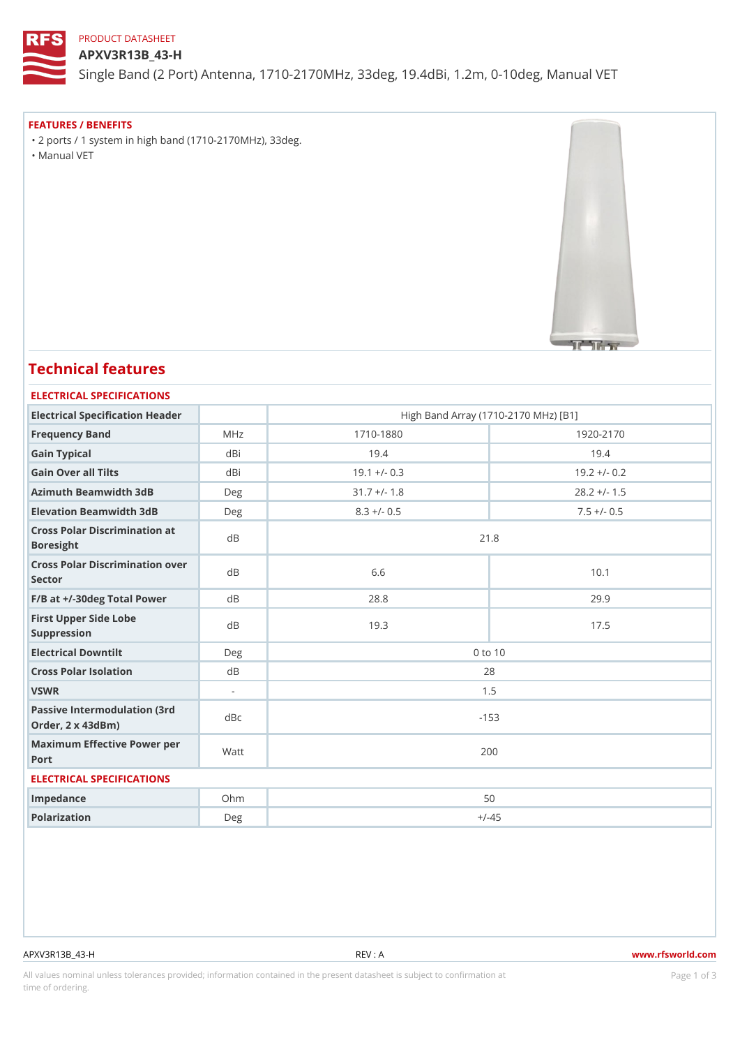PRODUCT DATASHEET

# APXV3R13B_43-H

Single Band (2 Port) Antenna, 1710-2170MHz, 33deg, 19.4dBi, 1.2m, 0-10deg, Manual VET

## FEATURES / BENEFITS

- 2 ports / 1 system in high band (1710-2170MHz), 33deg.
- Manual VET

# Technical features

## ELECTRICAL SPECIFICATIONS

| Electrical Specification Header | | High Band Array (1710-2170 MHz) [B1] | |
|---|---|---|---|
| Frequency Band | MHz | 1710-1880 | 1920-2170 |
| Gain Typical | dBi | 19.4 | 19.4 |
| Gain Over all Tilts | dBi | 19.1 +/- 0.3 | 19.2 +/- 0.2 |
| Azimuth Beamwidth 3dB | Deg | 31.7 +/- 1.8 | 28.2 +/- 1.5 |
| Elevation Beamwidth 3dB | Deg | 8.3 +/- 0.5 | 7.5 +/- 0.5 |
| Cross Polar Discrimination at Boresight | dB | 21.8 | |
| Cross Polar Discrimination over Sector | dB | 6.6 | 10.1 |
| F/B at +/-30deg Total Power | dB | 28.8 | 29.9 |
| First Upper Side Lobe Suppression | dB | 19.3 | 17.5 |
| Electrical Downtilt | Deg | 0 to 10 | |
| Cross Polar Isolation | dB | 28 | |
| VSWR | - | 1.5 | |
| Passive Intermodulation (3rd Order, 2 x 43dBm) | dBc | -153 | |
| Maximum Effective Power per Port | Watt | 200 | |

## ELECTRICAL SPECIFICATIONS

| | | |
|---|---|---|
| Impedance | Ohm | 50 |
| Polarization | Deg | +/-45 |

All values nominal unless tolerances provided; information contained in the present datasheet is subject to confirmation at time of ordering.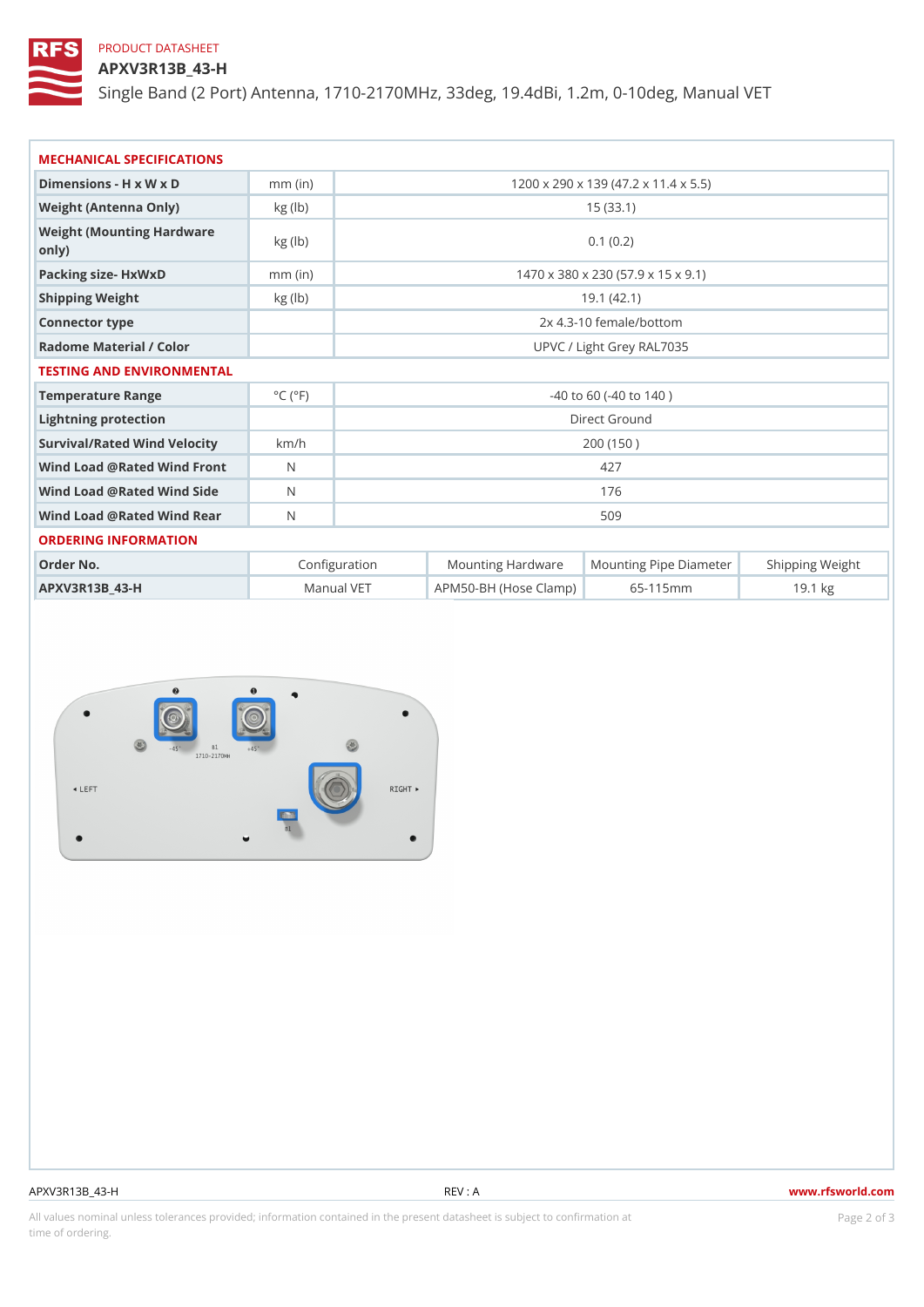PRODUCT DATASHEET

# APXV3R13B_43-H

Single Band (2 Port) Antenna, 1710-2170MHz, 33deg, 19.4dBi, 1.2m, 0-10deg, Manual VET

## MECHANICAL SPECIFICATIONS

| | | |
|---|---|---|
| **Dimensions - H x W x D** | mm (in) | 1200 x 290 x 139 (47.2 x 11.4 x 5.5) |
| **Weight (Antenna Only)** | kg (lb) | 15 (33.1) |
| **Weight (Mounting Hardware only)** | kg (lb) | 0.1 (0.2) |
| **Packing size- HxWxD** | mm (in) | 1470 x 380 x 230 (57.9 x 15 x 9.1) |
| **Shipping Weight** | kg (lb) | 19.1 (42.1) |
| **Connector type** | | 2x 4.3-10 female/bottom |
| **Radome Material / Color** | | UPVC / Light Grey RAL7035 |

## TESTING AND ENVIRONMENTAL

| | | |
|---|---|---|
| **Temperature Range** | °C (°F) | -40 to 60 (-40 to 140 ) |
| **Lightning protection** | | Direct Ground |
| **Survival/Rated Wind Velocity** | km/h | 200 (150 ) |
| **Wind Load @Rated Wind Front** | N | 427 |
| **Wind Load @Rated Wind Side** | N | 176 |
| **Wind Load @Rated Wind Rear** | N | 509 |

## ORDERING INFORMATION

| Order No. | Configuration | Mounting Hardware | Mounting Pipe Diameter | Shipping Weight |
|---|---|---|---|---|
| **APXV3R13B_43-H** | Manual VET | APM50-BH (Hose Clamp) | 65-115mm | 19.1 kg |

APXV3R13B_43-H REV : A www.rfsworld.com

All values nominal unless tolerances provided; information contained in the present datasheet is subject to confirmation at time of ordering.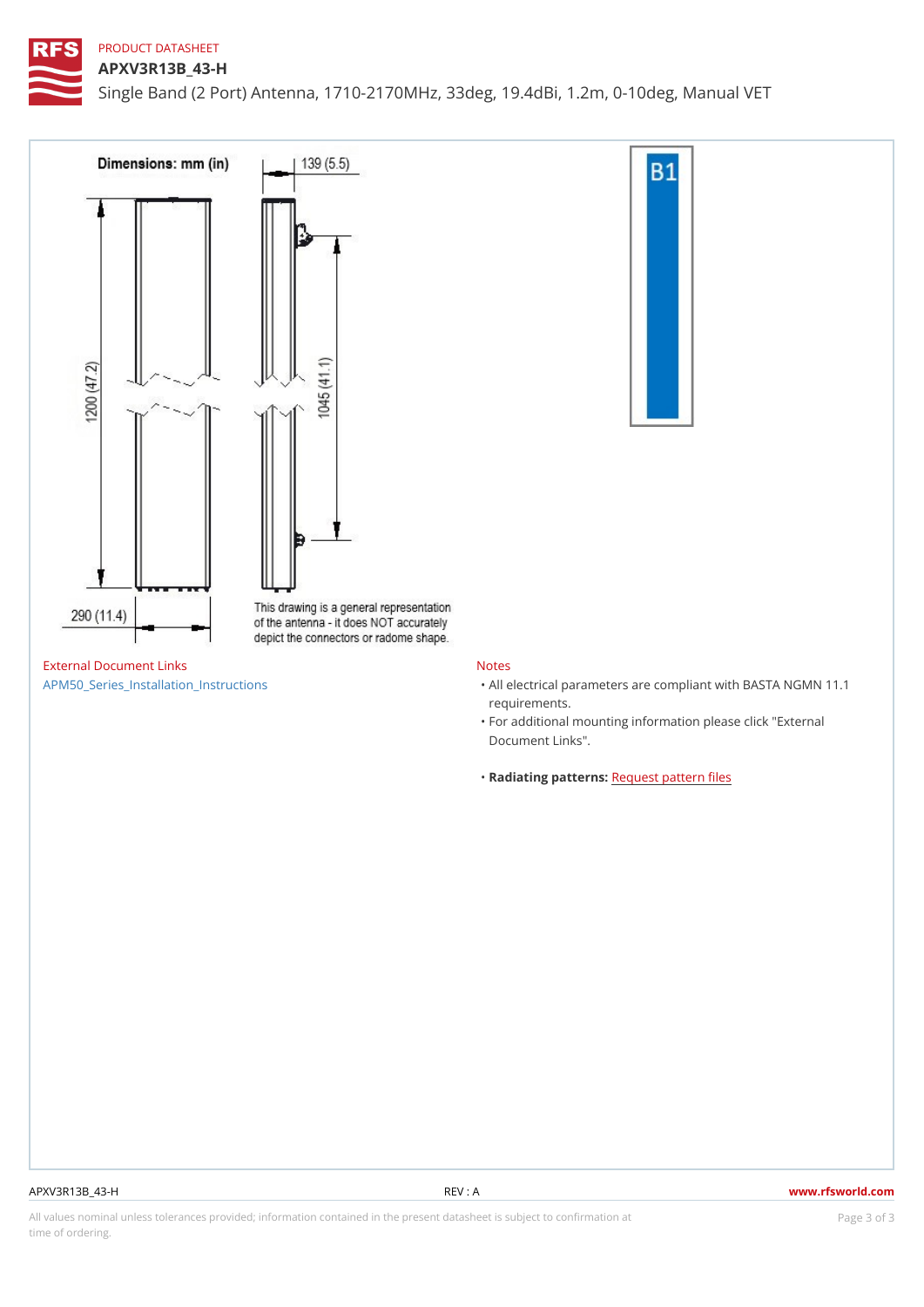PRODUCT DATASHEET

# APXV3R13B_43-H

Single Band (2 Port) Antenna, 1710-2170MHz, 33deg, 19.4dBi, 1.2m, 0-10deg, Manual VET

Dimensions: mm (in)

139 (5.5)

1200 (47.2)

1045 (41.1)

290 (11.4)

This drawing is a general representation of the antenna - it does NOT accurately depict the connectors or radome shape.

B1

## External Document Links

APM50_Series_Installation_Instructions

## Notes

- All electrical parameters are compliant with BASTA NGMN 11.1 requirements.
- For additional mounting information please click "External Document Links".
- **Radiating patterns:** Request pattern files

APXV3R13B_43-H REV : A www.rfsworld.com

All values nominal unless tolerances provided; information contained in the present datasheet is subject to confirmation at time of ordering.